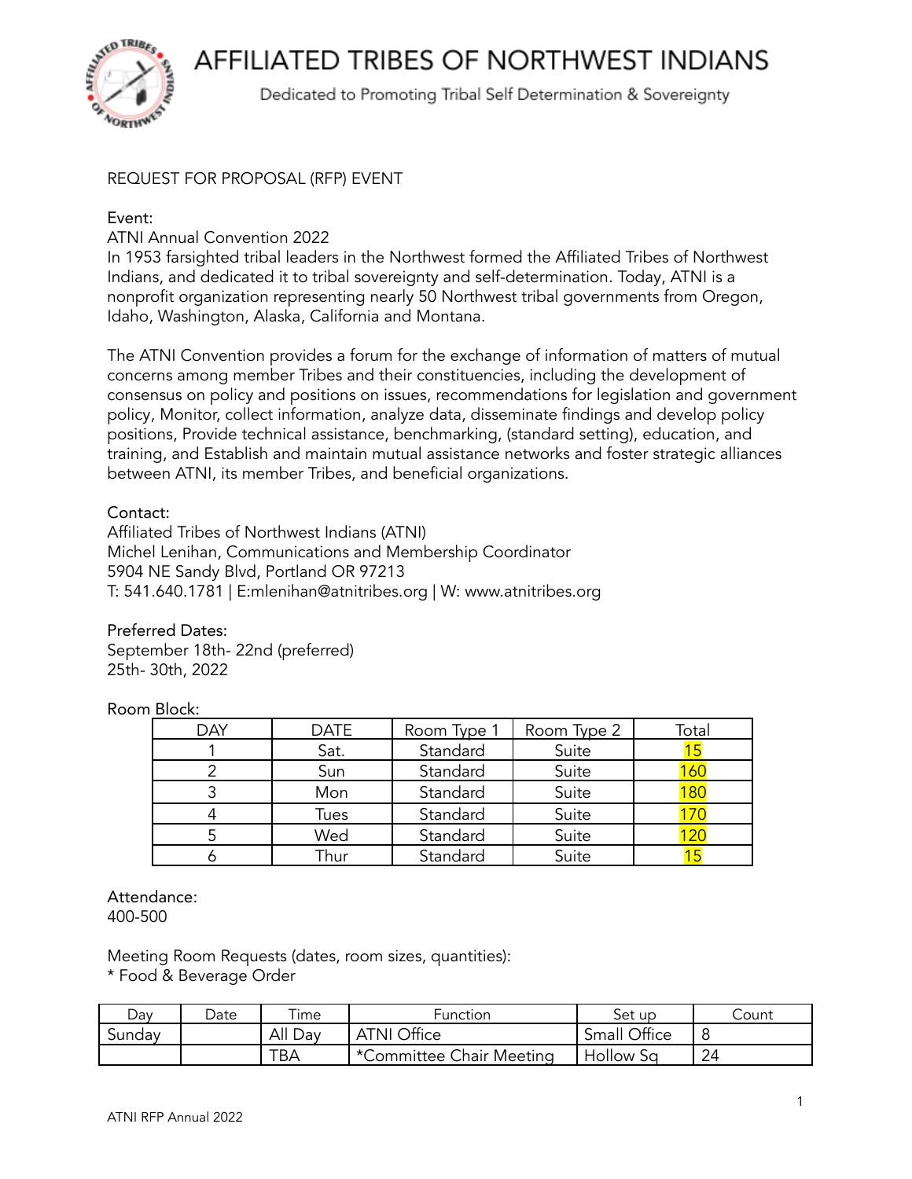# AFFILIATED TRIBES OF NORTHWEST INDIANS

Dedicated to Promoting Tribal Self Determination & Sovereignty

REQUEST FOR PROPOSAL (RFP) EVENT

Event:

ATNI Annual Convention 2022

In 1953 farsighted tribal leaders in the Northwest formed the Affiliated Tribes of Northwest Indians, and dedicated it to tribal sovereignty and self-determination. Today, ATNI is a nonprofit organization representing nearly 50 Northwest tribal governments from Oregon, Idaho, Washington, Alaska, California and Montana.

The ATNI Convention provides a forum for the exchange of information of matters of mutual concerns among member Tribes and their constituencies, including the development of consensus on policy and positions on issues, recommendations for legislation and government policy, Monitor, collect information, analyze data, disseminate findings and develop policy positions, Provide technical assistance, benchmarking, (standard setting), education, and training, and Establish and maintain mutual assistance networks and foster strategic alliances between ATNI, its member Tribes, and beneficial organizations.

Contact:

Affiliated Tribes of Northwest Indians (ATNI)

Michel Lenihan, Communications and Membership Coordinator

5904 NE Sandy Blvd, Portland OR 97213

T: 541.640.1781 | E:mlenihan@atnitribes.org | W: www.atnitribes.org

Preferred Dates:

September 18th- 22nd (preferred)

25th- 30th, 2022

Room Block:

| DAY | DATE | Room Type 1 | Room Type 2 | Total |
|---|---|---|---|---|
| 1 | Sat. | Standard | Suite | 15 |
| 2 | Sun | Standard | Suite | 160 |
| 3 | Mon | Standard | Suite | 180 |
| 4 | Tues | Standard | Suite | 170 |
| 5 | Wed | Standard | Suite | 120 |
| 6 | Thur | Standard | Suite | 15 |

Attendance:

400-500

Meeting Room Requests (dates, room sizes, quantities):

* Food & Beverage Order

| Day | Date | Time | Function | Set up | Count |
|---|---|---|---|---|---|
| Sunday | | All Day | ATNI Office | Small Office | 8 |
| | | TBA | *Committee Chair Meeting | Hollow Sq | 24 |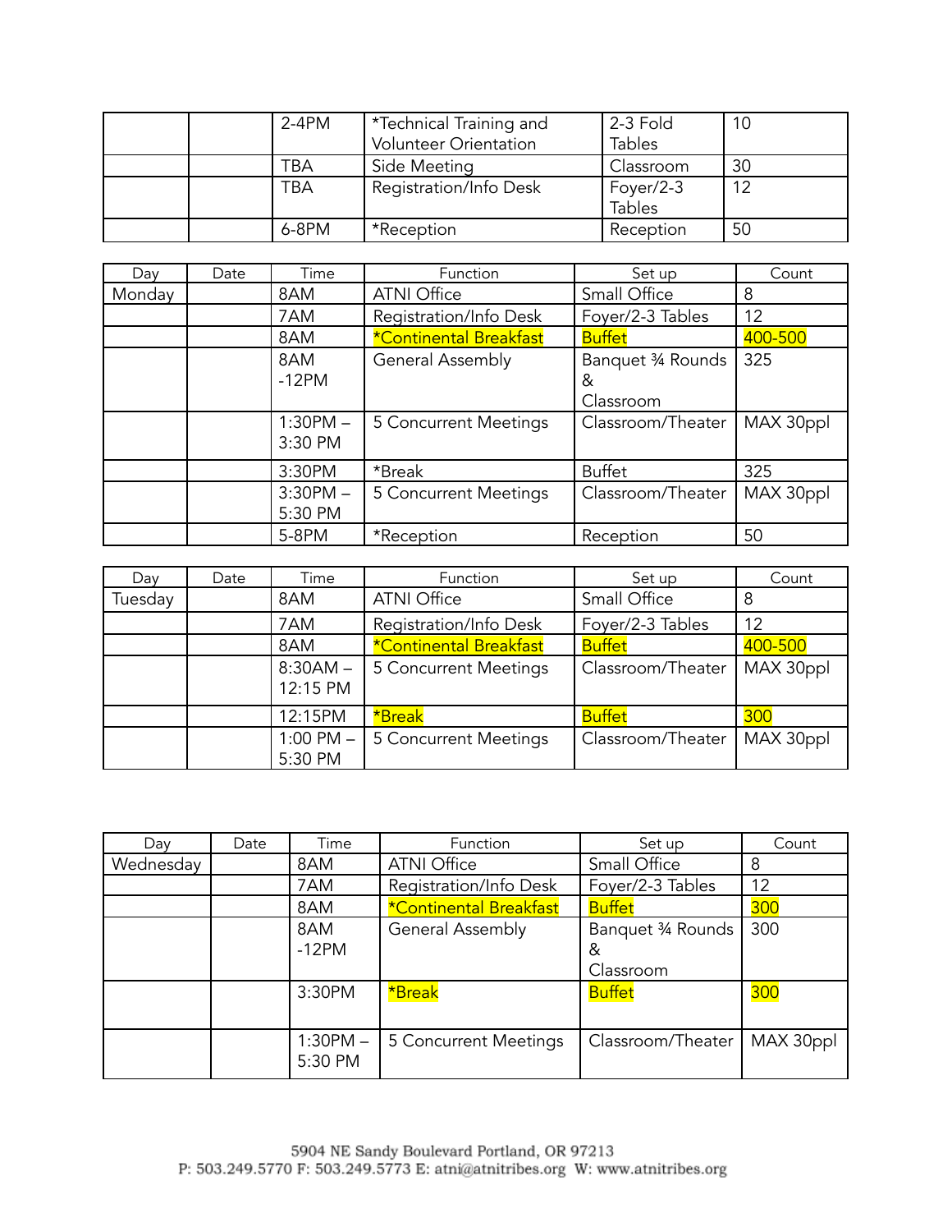| | | | | | |
|---|---|---|---|---|---|
| | | 2-4PM | *Technical Training and Volunteer Orientation | 2-3 Fold Tables | 10 |
| | | TBA | Side Meeting | Classroom | 30 |
| | | TBA | Registration/Info Desk | Foyer/2-3 Tables | 12 |
| | | 6-8PM | *Reception | Reception | 50 |

| Day | Date | Time | Function | Set up | Count |
|---|---|---|---|---|---|
| Monday | | 8AM | ATNI Office | Small Office | 8 |
| | | 7AM | Registration/Info Desk | Foyer/2-3 Tables | 12 |
| | | 8AM | *Continental Breakfast | Buffet | 400-500 |
| | | 8AM -12PM | General Assembly | Banquet ¾ Rounds & Classroom | 325 |
| | | 1:30PM – 3:30 PM | 5 Concurrent Meetings | Classroom/Theater | MAX 30ppl |
| | | 3:30PM | *Break | Buffet | 325 |
| | | 3:30PM – 5:30 PM | 5 Concurrent Meetings | Classroom/Theater | MAX 30ppl |
| | | 5-8PM | *Reception | Reception | 50 |

| Day | Date | Time | Function | Set up | Count |
|---|---|---|---|---|---|
| Tuesday | | 8AM | ATNI Office | Small Office | 8 |
| | | 7AM | Registration/Info Desk | Foyer/2-3 Tables | 12 |
| | | 8AM | *Continental Breakfast | Buffet | 400-500 |
| | | 8:30AM – 12:15 PM | 5 Concurrent Meetings | Classroom/Theater | MAX 30ppl |
| | | 12:15PM | *Break | Buffet | 300 |
| | | 1:00 PM – 5:30 PM | 5 Concurrent Meetings | Classroom/Theater | MAX 30ppl |

| Day | Date | Time | Function | Set up | Count |
|---|---|---|---|---|---|
| Wednesday | | 8AM | ATNI Office | Small Office | 8 |
| | | 7AM | Registration/Info Desk | Foyer/2-3 Tables | 12 |
| | | 8AM | *Continental Breakfast | Buffet | 300 |
| | | 8AM -12PM | General Assembly | Banquet ¾ Rounds & Classroom | 300 |
| | | 3:30PM | *Break | Buffet | 300 |
| | | 1:30PM – 5:30 PM | 5 Concurrent Meetings | Classroom/Theater | MAX 30ppl |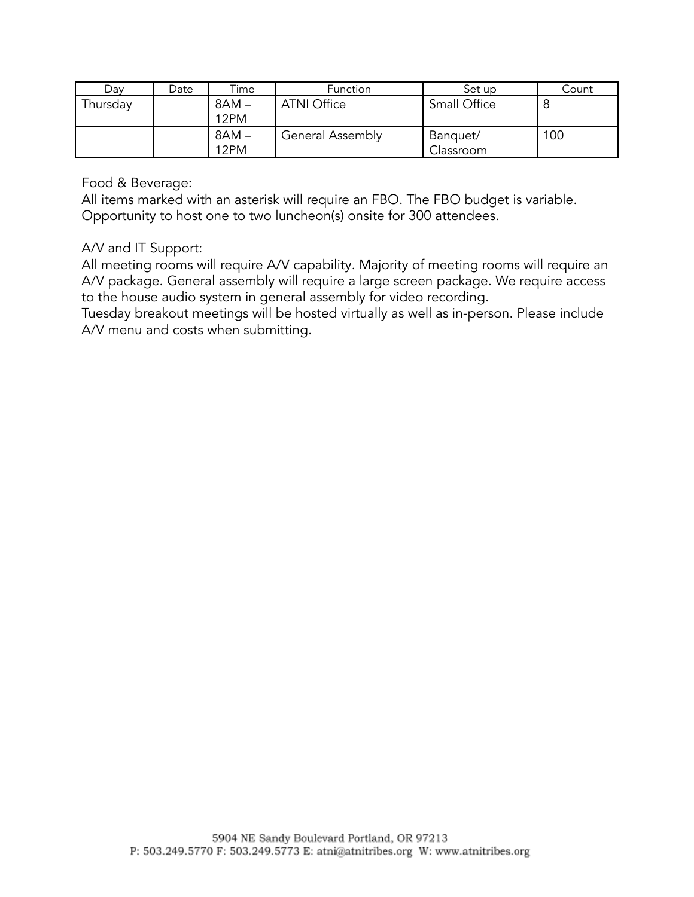| Day | Date | Time | Function | Set up | Count |
|---|---|---|---|---|---|
| Thursday | | 8AM – 12PM | ATNI Office | Small Office | 8 |
| | | 8AM – 12PM | General Assembly | Banquet/ Classroom | 100 |

Food & Beverage:
All items marked with an asterisk will require an FBO. The FBO budget is variable. Opportunity to host one to two luncheon(s) onsite for 300 attendees.

A/V and IT Support:
All meeting rooms will require A/V capability. Majority of meeting rooms will require an A/V package. General assembly will require a large screen package. We require access to the house audio system in general assembly for video recording.
Tuesday breakout meetings will be hosted virtually as well as in-person. Please include A/V menu and costs when submitting.

5904 NE Sandy Boulevard Portland, OR 97213
P: 503.249.5770 F: 503.249.5773 E: atni@atnitribes.org W: www.atnitribes.org